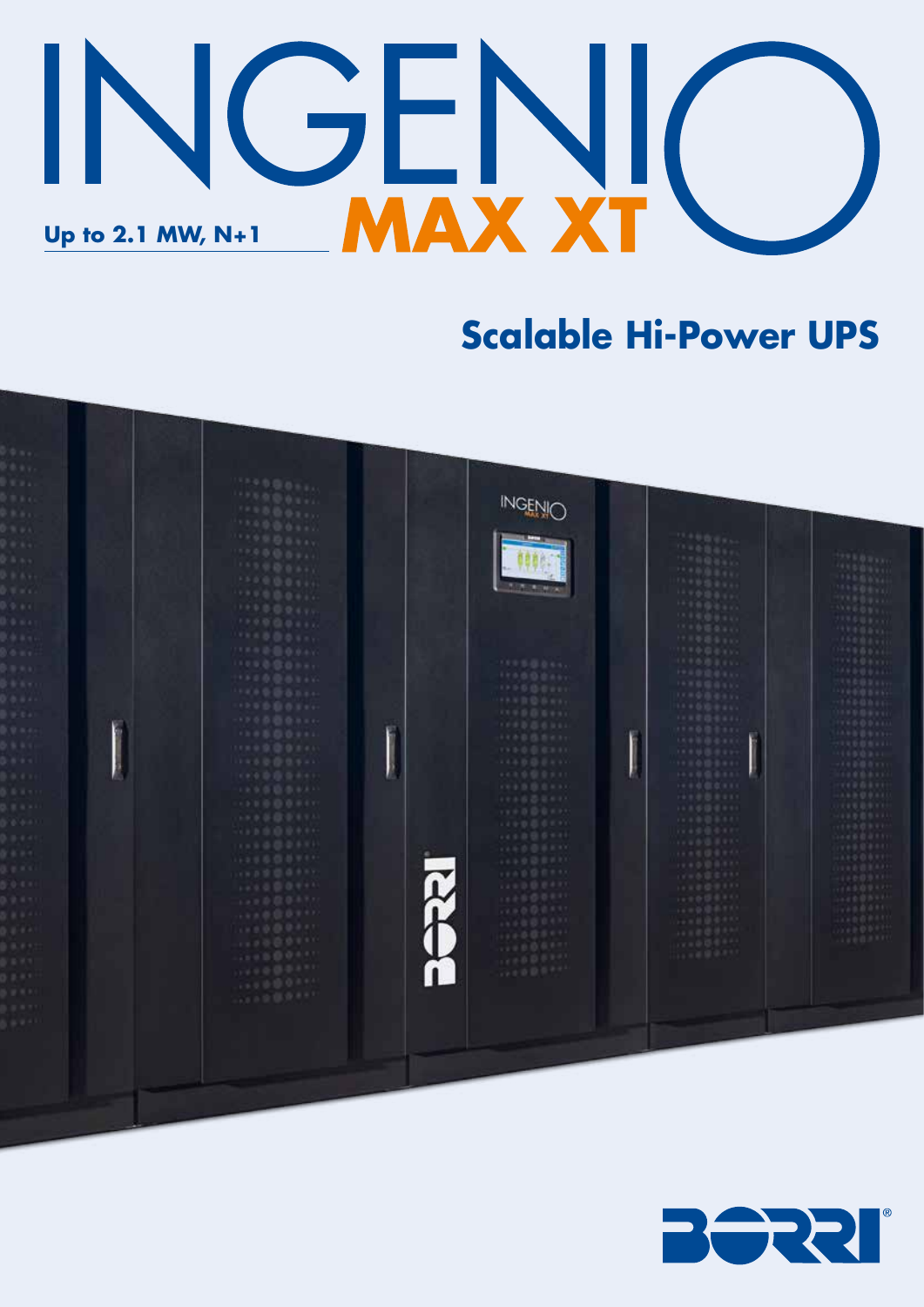# INGENIO MAX XT

**Up to 2.1 MW, N+1**

## Scalable Hi-Power UPS

BORRI®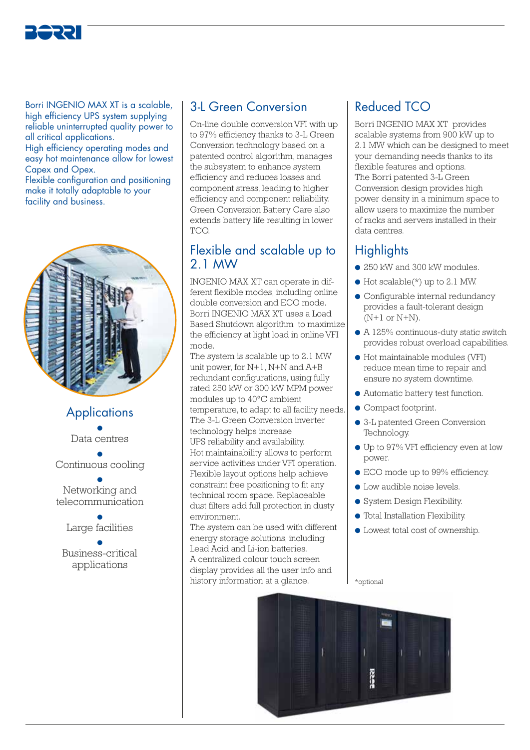Borri INGENIO MAX XT is a scalable, high efficiency UPS system supplying reliable uninterrupted quality power to all critical applications.
High efficiency operating modes and easy hot maintenance allow for lowest Capex and Opex.
Flexible configuration and positioning make it totally adaptable to your facility and business.

## Applications

- Data centres
- Continuous cooling
- Networking and telecommunication
- Large facilities
- Business-critical applications

## 3-L Green Conversion

On-line double conversion VFI with up to 97% efficiency thanks to 3-L Green Conversion technology based on a patented control algorithm, manages the subsystem to enhance system efficiency and reduces losses and component stress, leading to higher efficiency and component reliability. Green Conversion Battery Care also extends battery life resulting in lower TCO.

## Flexible and scalable up to 2.1 MW

INGENIO MAX XT can operate in different flexible modes, including online double conversion and ECO mode. Borri INGENIO MAX XT uses a Load Based Shutdown algorithm to maximize the efficiency at light load in online VFI mode.
The system is scalable up to 2.1 MW unit power, for N+1, N+N and A+B redundant configurations, using fully rated 250 kW or 300 kW MPM power modules up to 40°C ambient temperature, to adapt to all facility needs. The 3-L Green Conversion inverter technology helps increase UPS reliability and availability.
Hot maintainability allows to perform service activities under VFI operation. Flexible layout options help achieve constraint free positioning to fit any technical room space. Replaceable dust filters add full protection in dusty environment.
The system can be used with different energy storage solutions, including Lead Acid and Li-ion batteries.
A centralized colour touch screen display provides all the user info and history information at a glance.

## Reduced TCO

Borri INGENIO MAX XT provides scalable systems from 900 kW up to 2.1 MW which can be designed to meet your demanding needs thanks to its flexible features and options.
The Borri patented 3-L Green Conversion design provides high power density in a minimum space to allow users to maximize the number of racks and servers installed in their data centres.

## Highlights

- 250 kW and 300 kW modules.
- Hot scalable(*) up to 2.1 MW.
- Configurable internal redundancy provides a fault-tolerant design (N+1 or N+N).
- A 125% continuous-duty static switch provides robust overload capabilities.
- Hot maintainable modules (VFI) reduce mean time to repair and ensure no system downtime.
- Automatic battery test function.
- Compact footprint.
- 3-L patented Green Conversion Technology.
- Up to 97% VFI efficiency even at low power.
- ECO mode up to 99% efficiency.
- Low audible noise levels.
- System Design Flexibility.
- Total Installation Flexibility.
- Lowest total cost of ownership.

*optional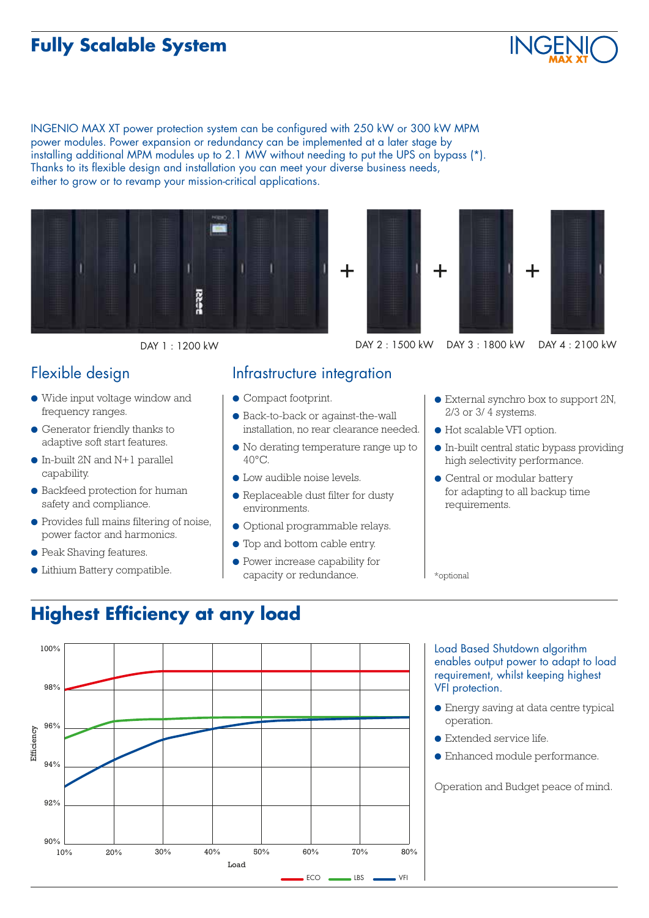## Fully Scalable System

INGENIO MAX XT power protection system can be configured with 250 kW or 300 kW MPM power modules. Power expansion or redundancy can be implemented at a later stage by installing additional MPM modules up to 2.1 MW without needing to put the UPS on bypass (*). Thanks to its flexible design and installation you can meet your diverse business needs, either to grow or to revamp your mission-critical applications.

DAY 1 : 1200 kW + DAY 2 : 1500 kW + DAY 3 : 1800 kW + DAY 4 : 2100 kW

### Flexible design

- Wide input voltage window and frequency ranges.
- Generator friendly thanks to adaptive soft start features.
- In-built 2N and N+1 parallel capability.
- Backfeed protection for human safety and compliance.
- Provides full mains filtering of noise, power factor and harmonics.
- Peak Shaving features.
- Lithium Battery compatible.

### Infrastructure integration

- Compact footprint.
- Back-to-back or against-the-wall installation, no rear clearance needed.
- No derating temperature range up to 40°C.
- Low audible noise levels.
- Replaceable dust filter for dusty environments.
- Optional programmable relays.
- Top and bottom cable entry.
- Power increase capability for capacity or redundance.
- External synchro box to support 2N, 2/3 or 3/ 4 systems.
- Hot scalable VFI option.
- In-built central static bypass providing high selectivity performance.
- Central or modular battery for adapting to all backup time requirements.

*optional

## Highest Efficiency at any load

Load Based Shutdown algorithm enables output power to adapt to load requirement, whilst keeping highest VFI protection.

- Energy saving at data centre typical operation.
- Extended service life.
- Enhanced module performance.

Operation and Budget peace of mind.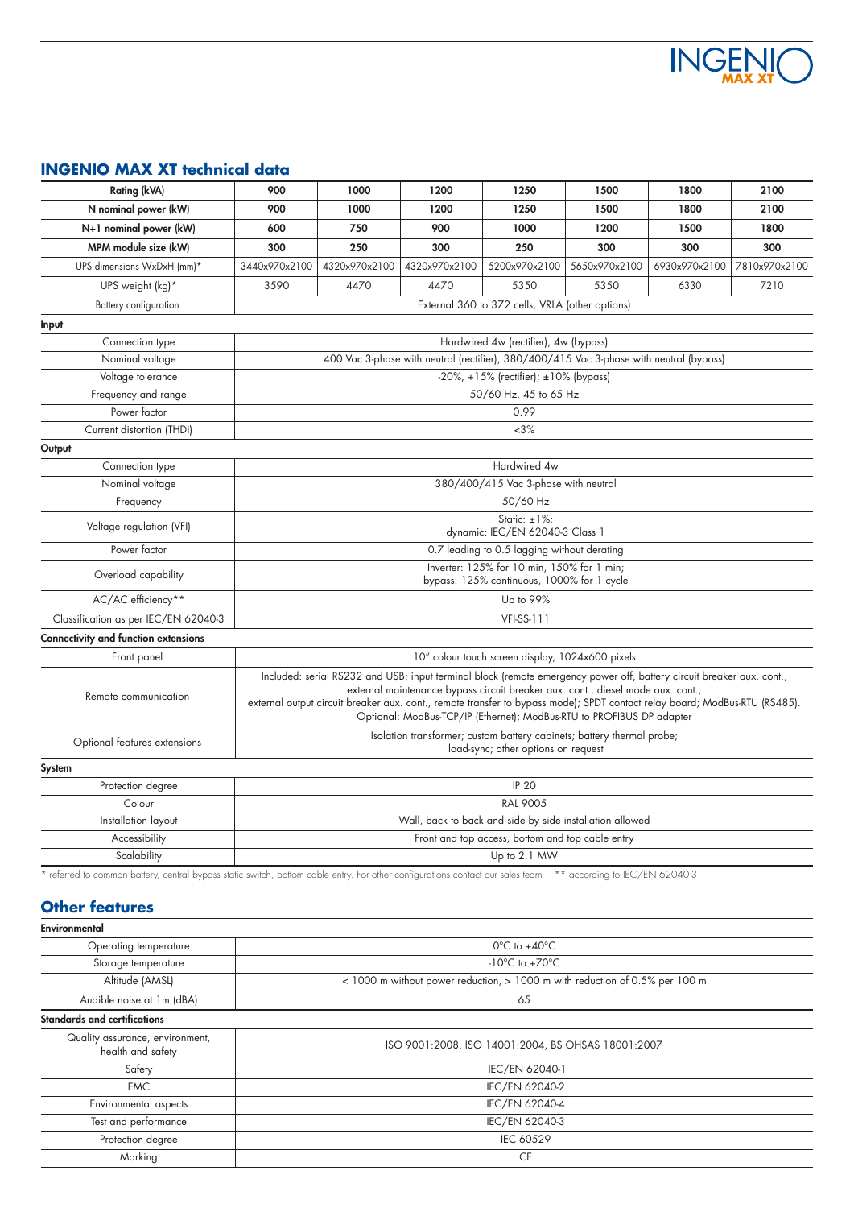## INGENIO MAX XT technical data

| Rating (kVA) | 900 | 1000 | 1200 | 1250 | 1500 | 1800 | 2100 |
|---|---|---|---|---|---|---|---|
| N nominal power (kW) | 900 | 1000 | 1200 | 1250 | 1500 | 1800 | 2100 |
| N+1 nominal power (kW) | 600 | 750 | 900 | 1000 | 1200 | 1500 | 1800 |
| MPM module size (kW) | 300 | 250 | 300 | 250 | 300 | 300 | 300 |
| UPS dimensions WxDxH (mm)* | 3440x970x2100 | 4320x970x2100 | 4320x970x2100 | 5200x970x2100 | 5650x970x2100 | 6930x970x2100 | 7810x970x2100 |
| UPS weight (kg)* | 3590 | 4470 | 4470 | 5350 | 5350 | 6330 | 7210 |
| Battery configuration | External 360 to 372 cells, VRLA (other options) | | | | | | |
| **Input** | | | | | | | |
| Connection type | Hardwired 4w (rectifier), 4w (bypass) | | | | | | |
| Nominal voltage | 400 Vac 3-phase with neutral (rectifier), 380/400/415 Vac 3-phase with neutral (bypass) | | | | | | |
| Voltage tolerance | -20%, +15% (rectifier); ±10% (bypass) | | | | | | |
| Frequency and range | 50/60 Hz, 45 to 65 Hz | | | | | | |
| Power factor | 0.99 | | | | | | |
| Current distortion (THDi) | <3% | | | | | | |
| **Output** | | | | | | | |
| Connection type | Hardwired 4w | | | | | | |
| Nominal voltage | 380/400/415 Vac 3-phase with neutral | | | | | | |
| Frequency | 50/60 Hz | | | | | | |
| Voltage regulation (VFI) | Static: ±1%; dynamic: IEC/EN 62040-3 Class 1 | | | | | | |
| Power factor | 0.7 leading to 0.5 lagging without derating | | | | | | |
| Overload capability | Inverter: 125% for 10 min, 150% for 1 min; bypass: 125% continuous, 1000% for 1 cycle | | | | | | |
| AC/AC efficiency** | Up to 99% | | | | | | |
| Classification as per IEC/EN 62040-3 | VFI-SS-111 | | | | | | |
| **Connectivity and function extensions** | | | | | | | |
| Front panel | 10" colour touch screen display, 1024x600 pixels | | | | | | |
| Remote communication | Included: serial RS232 and USB; input terminal block (remote emergency power off, battery circuit breaker aux. cont., external maintenance bypass circuit breaker aux. cont., diesel mode aux. cont., external output circuit breaker aux. cont., remote transfer to bypass mode); SPDT contact relay board; ModBus-RTU (RS485). Optional: ModBus-TCP/IP (Ethernet); ModBus-RTU to PROFIBUS DP adapter | | | | | | |
| Optional features extensions | Isolation transformer; custom battery cabinets; battery thermal probe; load-sync; other options on request | | | | | | |
| **System** | | | | | | | |
| Protection degree | IP 20 | | | | | | |
| Colour | RAL 9005 | | | | | | |
| Installation layout | Wall, back to back and side by side installation allowed | | | | | | |
| Accessibility | Front and top access, bottom and top cable entry | | | | | | |
| Scalability | Up to 2.1 MW | | | | | | |

\* referred to common battery, central bypass static switch, bottom cable entry. For other configurations contact our sales team  ** according to IEC/EN 62040-3

## Other features

| **Environmental** | |
|---|---|
| Operating temperature | 0°C to +40°C |
| Storage temperature | -10°C to +70°C |
| Altitude (AMSL) | < 1000 m without power reduction, > 1000 m with reduction of 0.5% per 100 m |
| Audible noise at 1m (dBA) | 65 |
| **Standards and certifications** | |
| Quality assurance, environment, health and safety | ISO 9001:2008, ISO 14001:2004, BS OHSAS 18001:2007 |
| Safety | IEC/EN 62040-1 |
| EMC | IEC/EN 62040-2 |
| Environmental aspects | IEC/EN 62040-4 |
| Test and performance | IEC/EN 62040-3 |
| Protection degree | IEC 60529 |
| Marking | CE |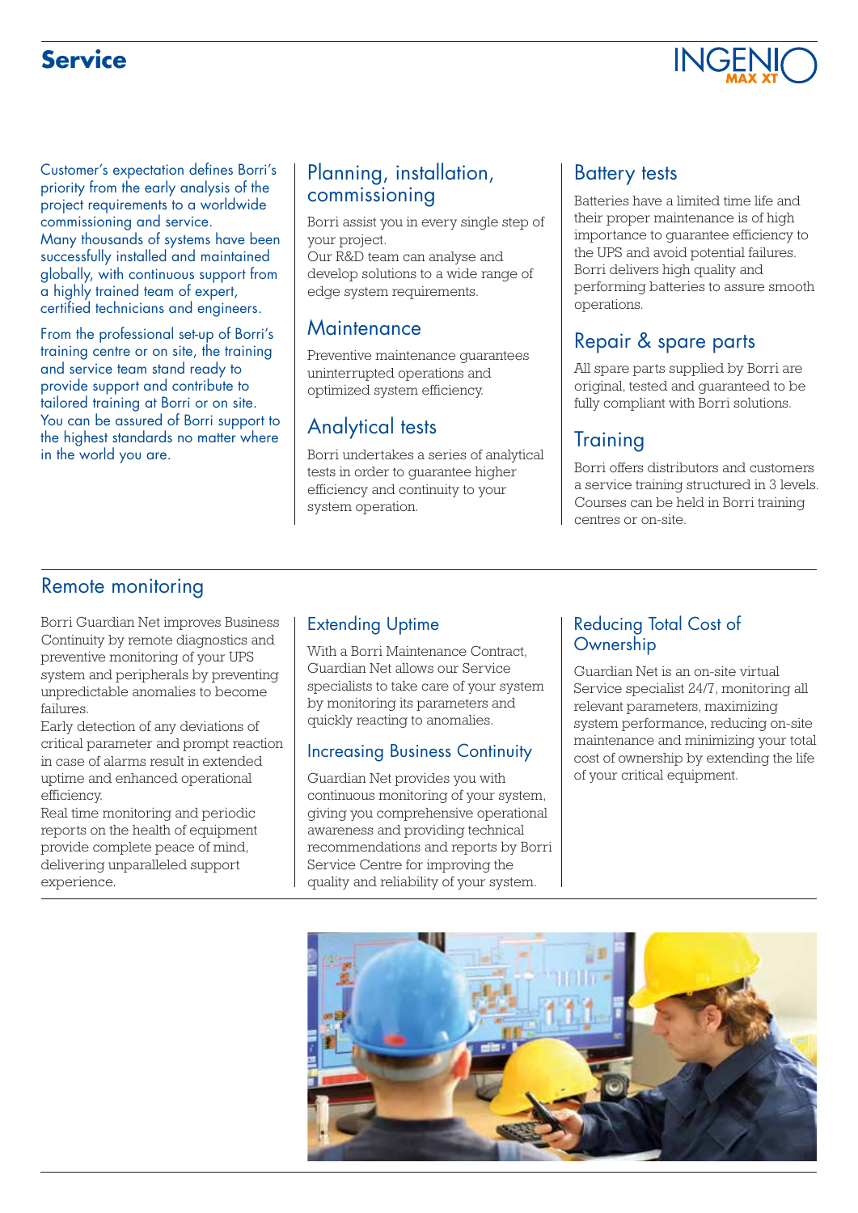# Service

Customer's expectation defines Borri's priority from the early analysis of the project requirements to a worldwide commissioning and service.
Many thousands of systems have been successfully installed and maintained globally, with continuous support from a highly trained team of expert, certified technicians and engineers.

From the professional set-up of Borri's training centre or on site, the training and service team stand ready to provide support and contribute to tailored training at Borri or on site. You can be assured of Borri support to the highest standards no matter where in the world you are.

## Planning, installation, commissioning

Borri assist you in every single step of your project.
Our R&D team can analyse and develop solutions to a wide range of edge system requirements.

## Maintenance

Preventive maintenance guarantees uninterrupted operations and optimized system efficiency.

## Analytical tests

Borri undertakes a series of analytical tests in order to guarantee higher efficiency and continuity to your system operation.

## Battery tests

Batteries have a limited time life and their proper maintenance is of high importance to guarantee efficiency to the UPS and avoid potential failures. Borri delivers high quality and performing batteries to assure smooth operations.

## Repair & spare parts

All spare parts supplied by Borri are original, tested and guaranteed to be fully compliant with Borri solutions.

## Training

Borri offers distributors and customers a service training structured in 3 levels. Courses can be held in Borri training centres or on-site.

## Remote monitoring

Borri Guardian Net improves Business Continuity by remote diagnostics and preventive monitoring of your UPS system and peripherals by preventing unpredictable anomalies to become failures.
Early detection of any deviations of critical parameter and prompt reaction in case of alarms result in extended uptime and enhanced operational efficiency.
Real time monitoring and periodic reports on the health of equipment provide complete peace of mind, delivering unparalleled support experience.

### Extending Uptime

With a Borri Maintenance Contract, Guardian Net allows our Service specialists to take care of your system by monitoring its parameters and quickly reacting to anomalies.

### Increasing Business Continuity

Guardian Net provides you with continuous monitoring of your system, giving you comprehensive operational awareness and providing technical recommendations and reports by Borri Service Centre for improving the quality and reliability of your system.

### Reducing Total Cost of Ownership

Guardian Net is an on-site virtual Service specialist 24/7, monitoring all relevant parameters, maximizing system performance, reducing on-site maintenance and minimizing your total cost of ownership by extending the life of your critical equipment.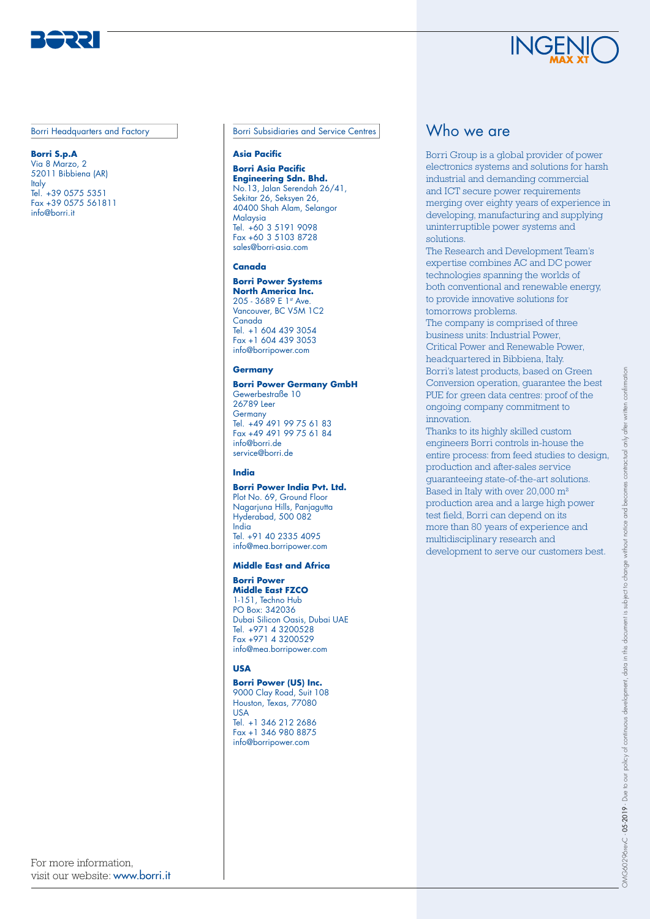# Borri Headquarters and Factory

**Borri S.p.A**
Via 8 Marzo, 2
52011 Bibbiena (AR)
Italy
Tel. +39 0575 5351
Fax +39 0575 561811
info@borri.it

# Borri Subsidiaries and Service Centres

### Asia Pacific

**Borri Asia Pacific Engineering Sdn. Bhd.**
No.13, Jalan Serendah 26/41,
Sekitar 26, Seksyen 26,
40400 Shah Alam, Selangor
Malaysia
Tel. +60 3 5191 9098
Fax +60 3 5103 8728
sales@borri-asia.com

### Canada

**Borri Power Systems North America Inc.**
205 - 3689 E 1st Ave.
Vancouver, BC V5M 1C2
Canada
Tel. +1 604 439 3054
Fax +1 604 439 3053
info@borripower.com

### Germany

**Borri Power Germany GmbH**
Gewerbestraße 10
26789 Leer
Germany
Tel. +49 491 99 75 61 83
Fax +49 491 99 75 61 84
info@borri.de
service@borri.de

### India

**Borri Power India Pvt. Ltd.**
Plot No. 69, Ground Floor
Nagarjuna Hills, Panjagutta
Hyderabad, 500 082
India
Tel. +91 40 2335 4095
info@mea.borripower.com

### Middle East and Africa

**Borri Power Middle East FZCO**
1-151, Techno Hub
PO Box: 342036
Dubai Silicon Oasis, Dubai UAE
Tel. +971 4 3200528
Fax +971 4 3200529
info@mea.borripower.com

### USA

**Borri Power (US) Inc.**
9000 Clay Road, Suit 108
Houston, Texas, 77080
USA
Tel. +1 346 212 2686
Fax +1 346 980 8875
info@borripower.com

For more information,
visit our website: www.borri.it

# Who we are

Borri Group is a global provider of power electronics systems and solutions for harsh industrial and demanding commercial and ICT secure power requirements merging over eighty years of experience in developing, manufacturing and supplying uninterruptible power systems and solutions.

The Research and Development Team's expertise combines AC and DC power technologies spanning the worlds of both conventional and renewable energy, to provide innovative solutions for tomorrows problems.

The company is comprised of three business units: Industrial Power, Critical Power and Renewable Power, headquartered in Bibbiena, Italy.

Borri's latest products, based on Green Conversion operation, guarantee the best PUE for green data centres: proof of the ongoing company commitment to innovation.

Thanks to its highly skilled custom engineers Borri controls in-house the entire process: from feed studies to design, production and after-sales service guaranteeing state-of-the-art solutions.

Based in Italy with over 20,000 m² production area and a large high power test field, Borri can depend on its more than 80 years of experience and multidisciplinary research and development to serve our customers best.

OMG60296revC - 05-2019 - Due to our policy of continuous development, data in this document is subject to change without notice and becomes contractual only after written confirmation